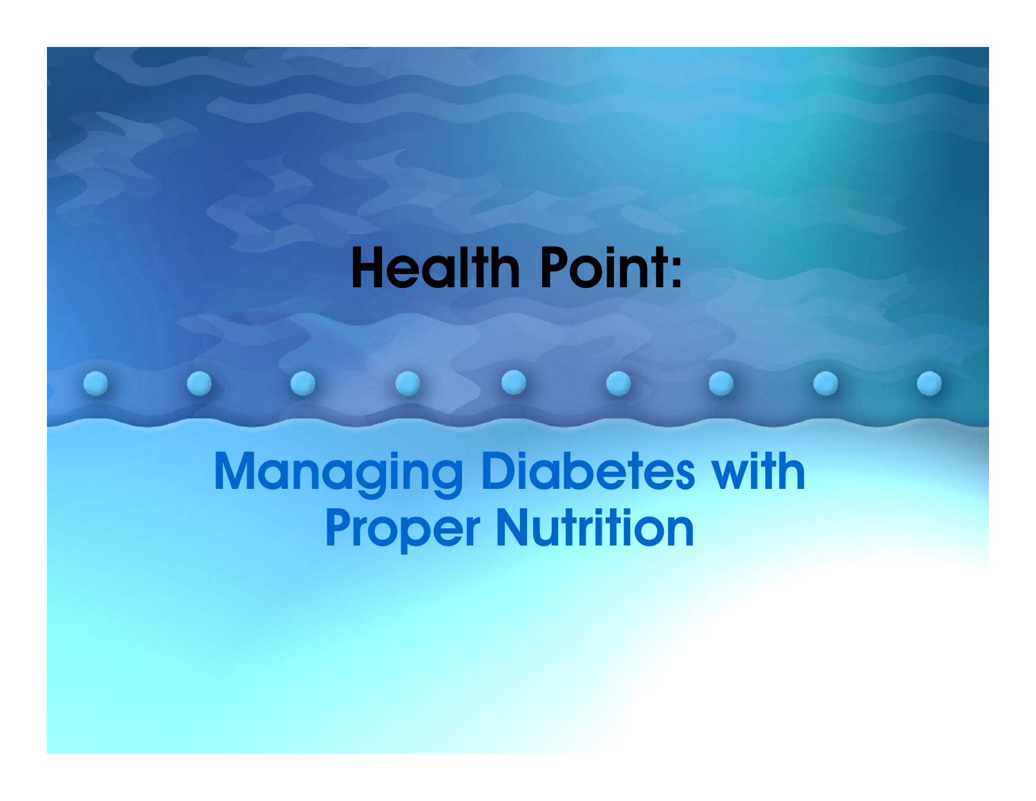# Health Point:

## Managing Diabetes with Proper Nutrition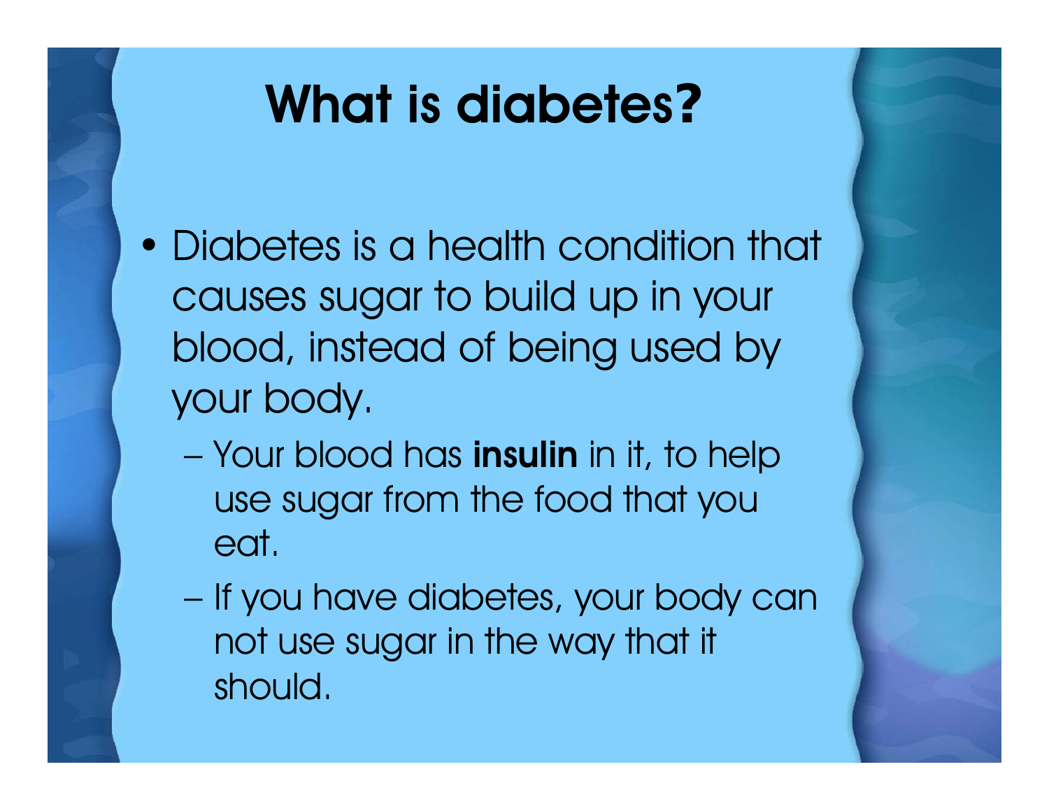# What is diabetes?

- Diabetes is a health condition that causes sugar to build up in your blood, instead of being used by your body.
  - Your blood has **insulin** in it, to help use sugar from the food that you eat.
  - If you have diabetes, your body can not use sugar in the way that it should.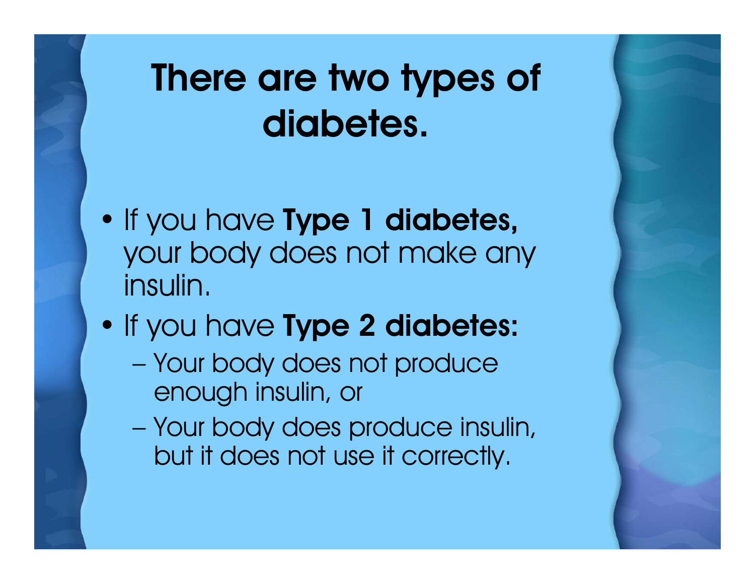# There are two types of diabetes.

- If you have **Type 1 diabetes,** your body does not make any insulin.
- If you have **Type 2 diabetes:**
  - Your body does not produce enough insulin, or
  - Your body does produce insulin, but it does not use it correctly.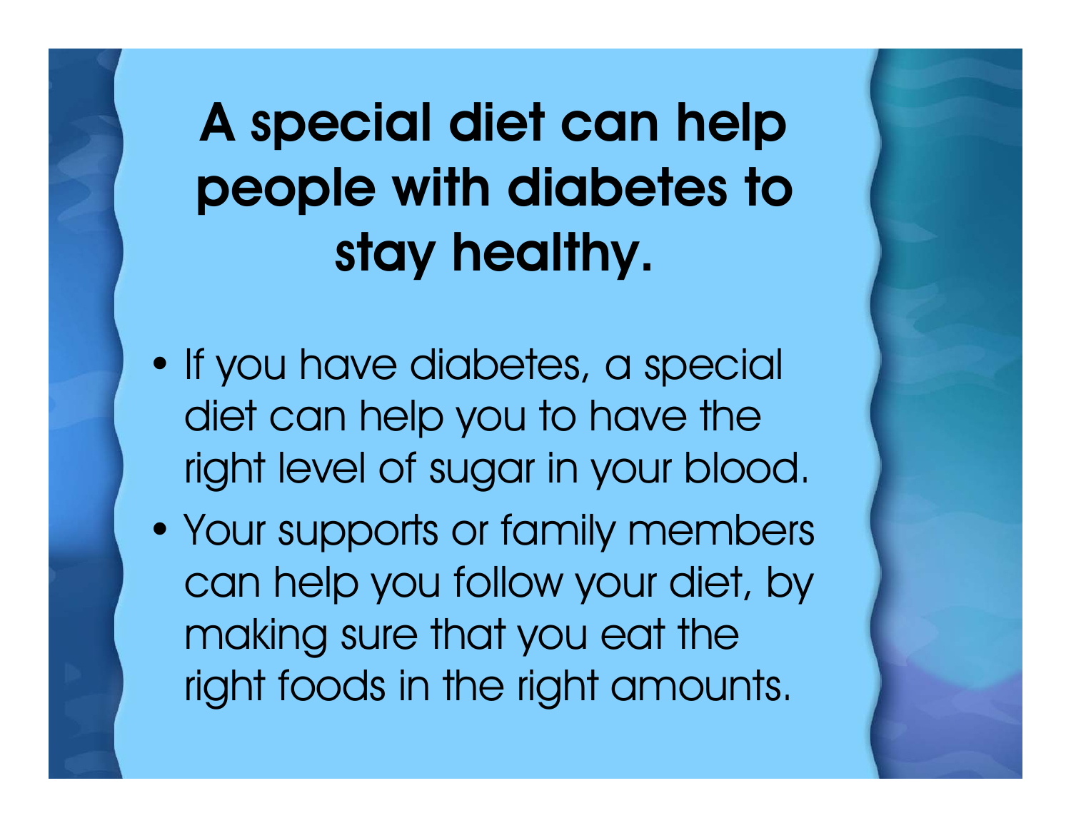# A special diet can help people with diabetes to stay healthy.

- If you have diabetes, a special diet can help you to have the right level of sugar in your blood.
- Your supports or family members can help you follow your diet, by making sure that you eat the right foods in the right amounts.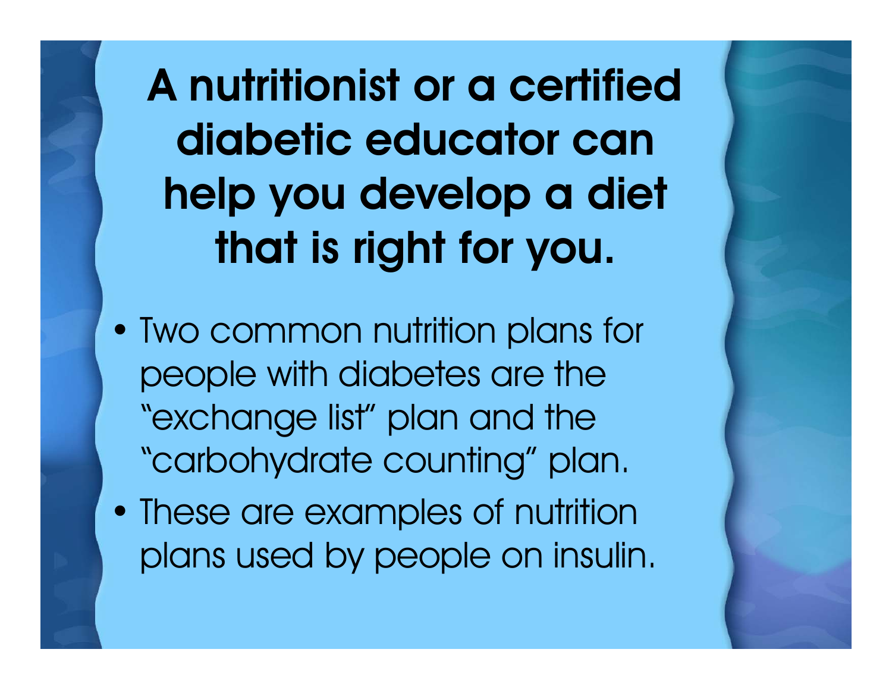# A nutritionist or a certified diabetic educator can help you develop a diet that is right for you.

- Two common nutrition plans for people with diabetes are the "exchange list" plan and the "carbohydrate counting" plan.
- These are examples of nutrition plans used by people on insulin.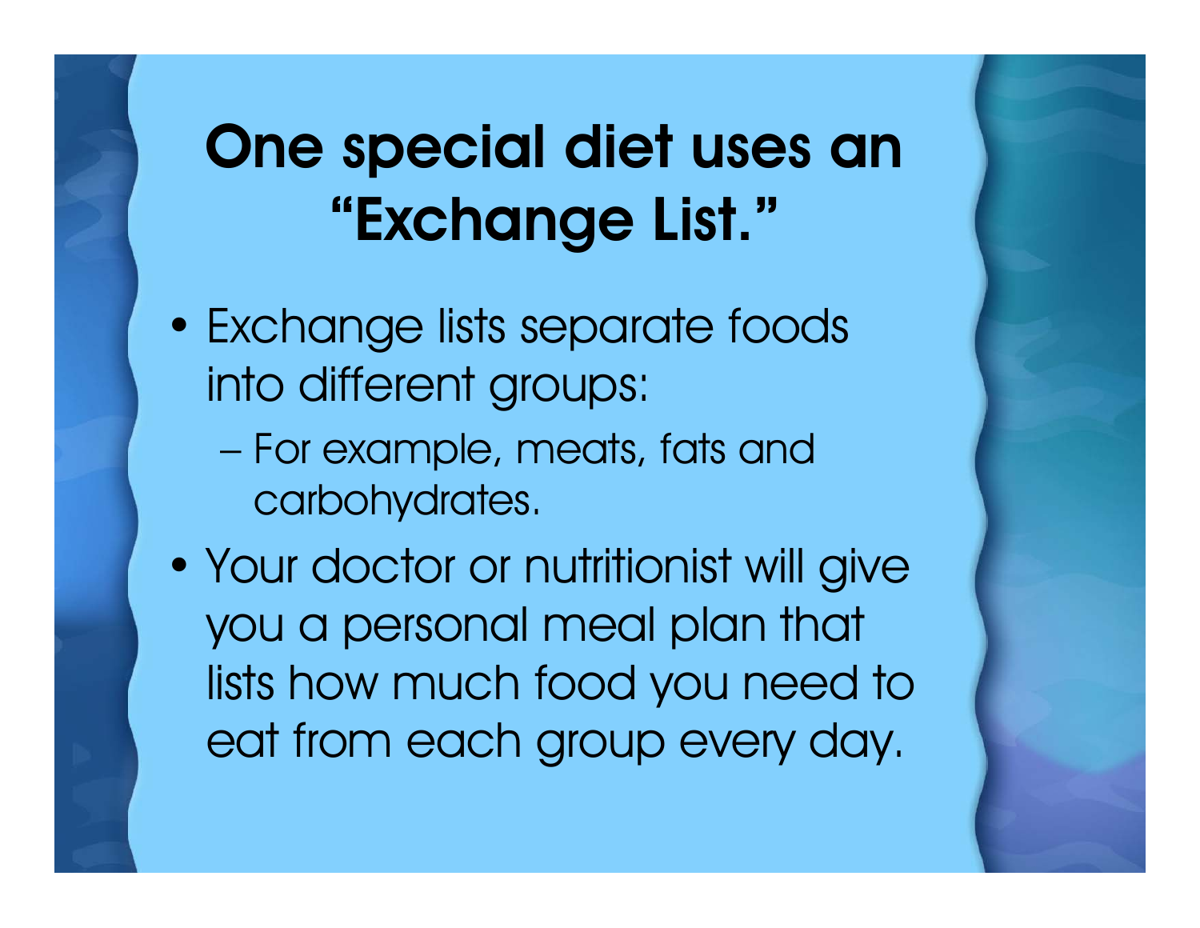# One special diet uses an "Exchange List."

- Exchange lists separate foods into different groups:
  - For example, meats, fats and carbohydrates.
- Your doctor or nutritionist will give you a personal meal plan that lists how much food you need to eat from each group every day.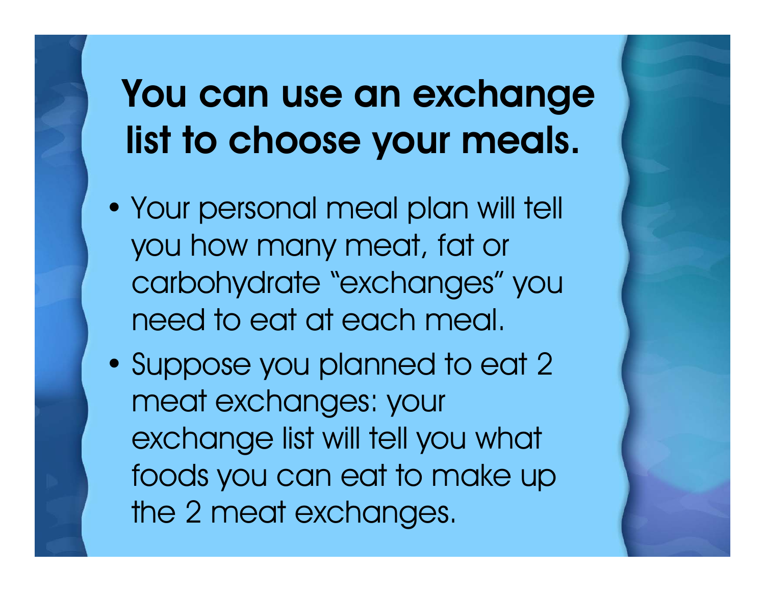# You can use an exchange list to choose your meals.

- Your personal meal plan will tell you how many meat, fat or carbohydrate "exchanges" you need to eat at each meal.
- Suppose you planned to eat 2 meat exchanges: your exchange list will tell you what foods you can eat to make up the 2 meat exchanges.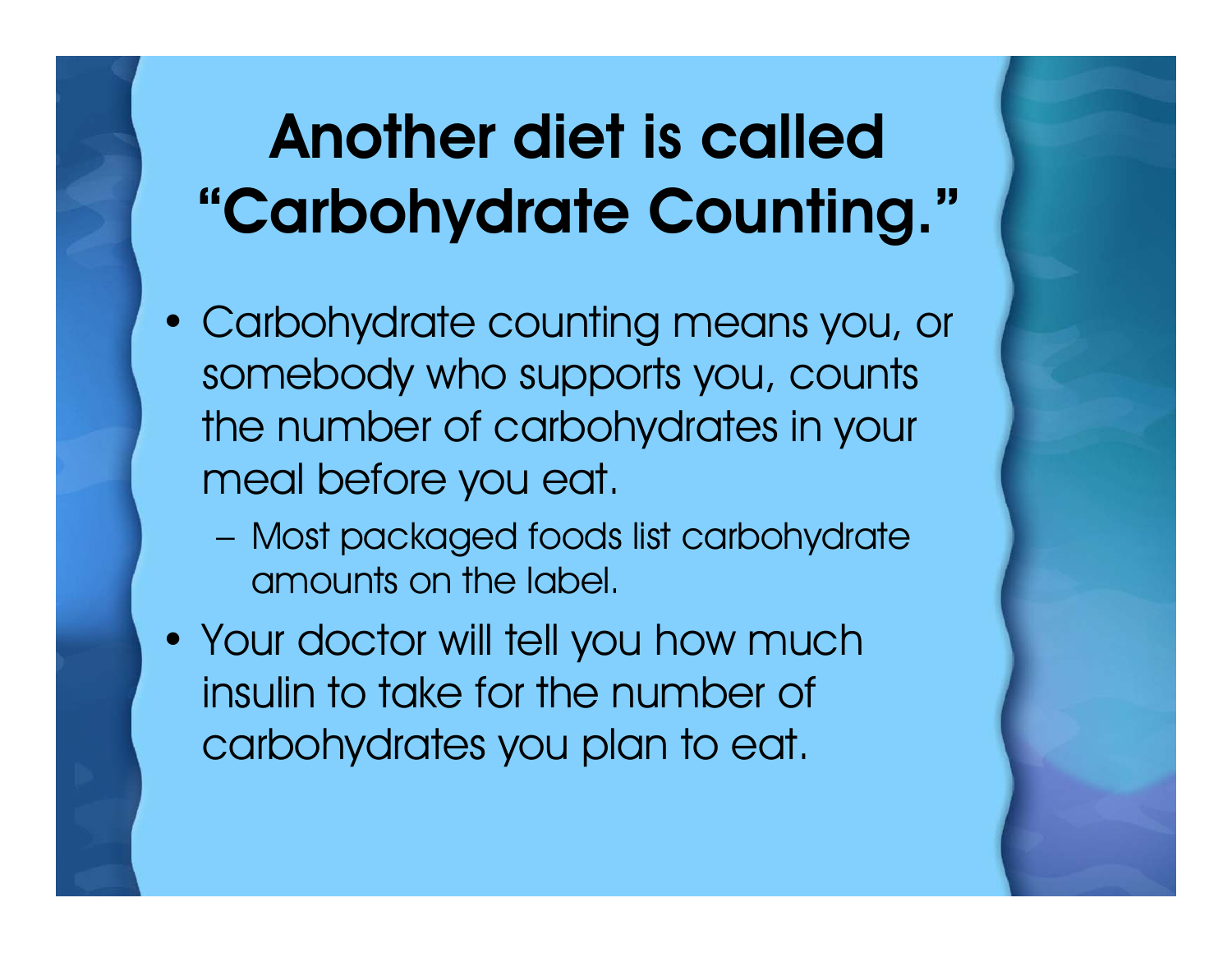# Another diet is called "Carbohydrate Counting."

- Carbohydrate counting means you, or somebody who supports you, counts the number of carbohydrates in your meal before you eat.
  - Most packaged foods list carbohydrate amounts on the label.
- Your doctor will tell you how much insulin to take for the number of carbohydrates you plan to eat.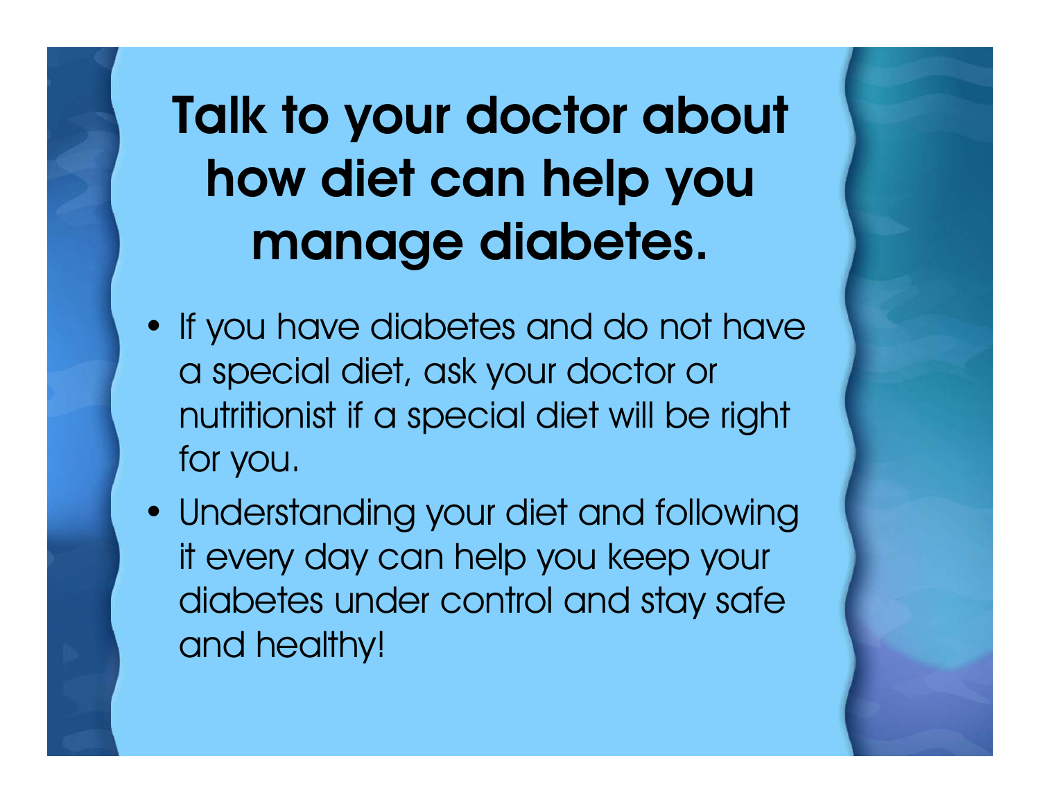# Talk to your doctor about how diet can help you manage diabetes.

- If you have diabetes and do not have a special diet, ask your doctor or nutritionist if a special diet will be right for you.
- Understanding your diet and following it every day can help you keep your diabetes under control and stay safe and healthy!